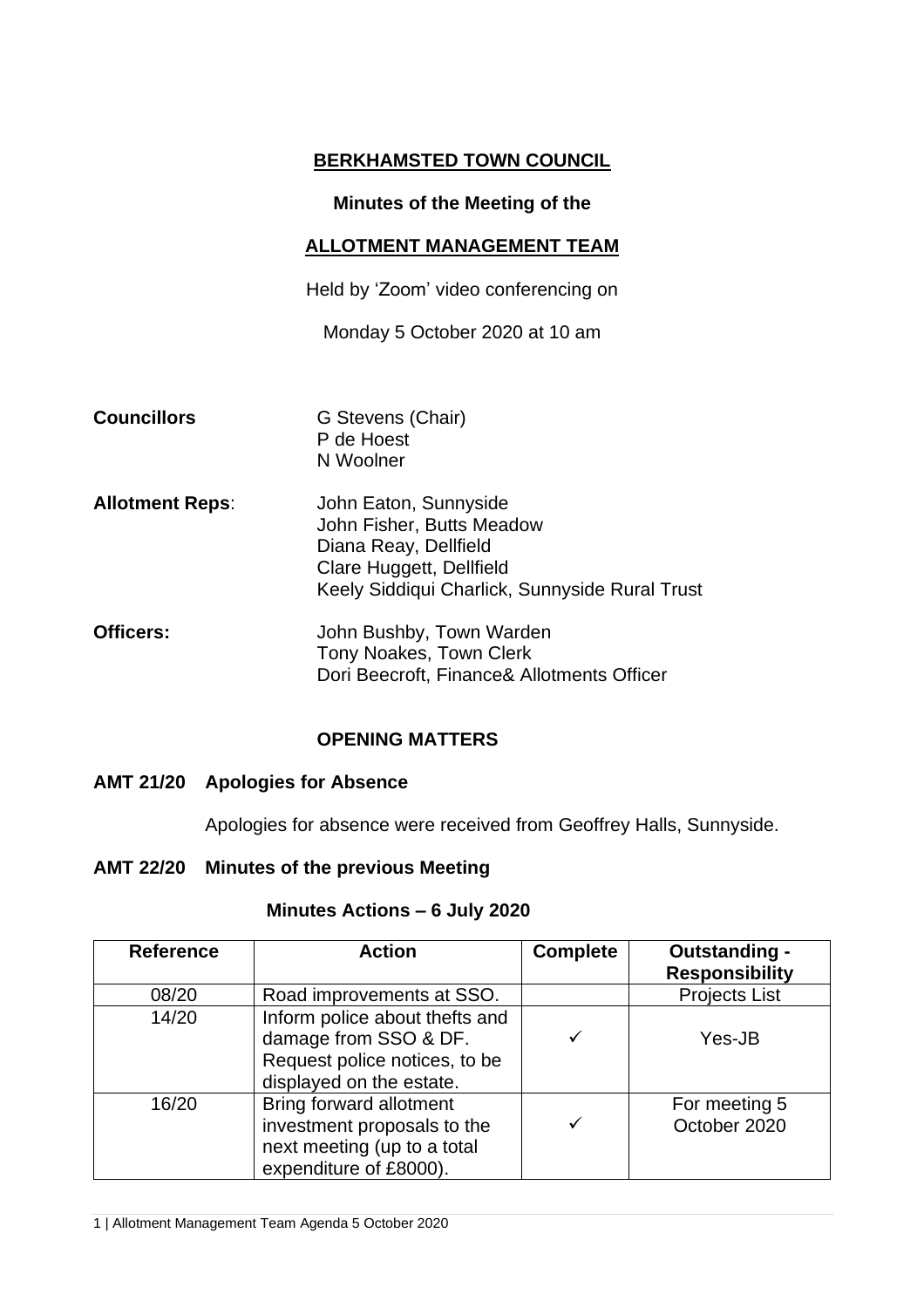# BERKHAMSTED TOWN COUNCIL

**Minutes of the Meeting of the**

## ALLOTMENT MANAGEMENT TEAM

Held by 'Zoom' video conferencing on

Monday 5 October 2020 at 10 am

**Councillors** G Stevens (Chair)
P de Hoest
N Woolner

**Allotment Reps**: John Eaton, Sunnyside
John Fisher, Butts Meadow
Diana Reay, Dellfield
Clare Huggett, Dellfield
Keely Siddiqui Charlick, Sunnyside Rural Trust

**Officers:** John Bushby, Town Warden
Tony Noakes, Town Clerk
Dori Beecroft, Finance& Allotments Officer

## OPENING MATTERS

### AMT 21/20 Apologies for Absence

Apologies for absence were received from Geoffrey Halls, Sunnyside.

### AMT 22/20 Minutes of the previous Meeting

**Minutes Actions – 6 July 2020**

| Reference | Action | Complete | Outstanding - Responsibility |
|---|---|---|---|
| 08/20 | Road improvements at SSO. | | Projects List |
| 14/20 | Inform police about thefts and damage from SSO & DF. Request police notices, to be displayed on the estate. | ✓ | Yes-JB |
| 16/20 | Bring forward allotment investment proposals to the next meeting (up to a total expenditure of £8000). | ✓ | For meeting 5 October 2020 |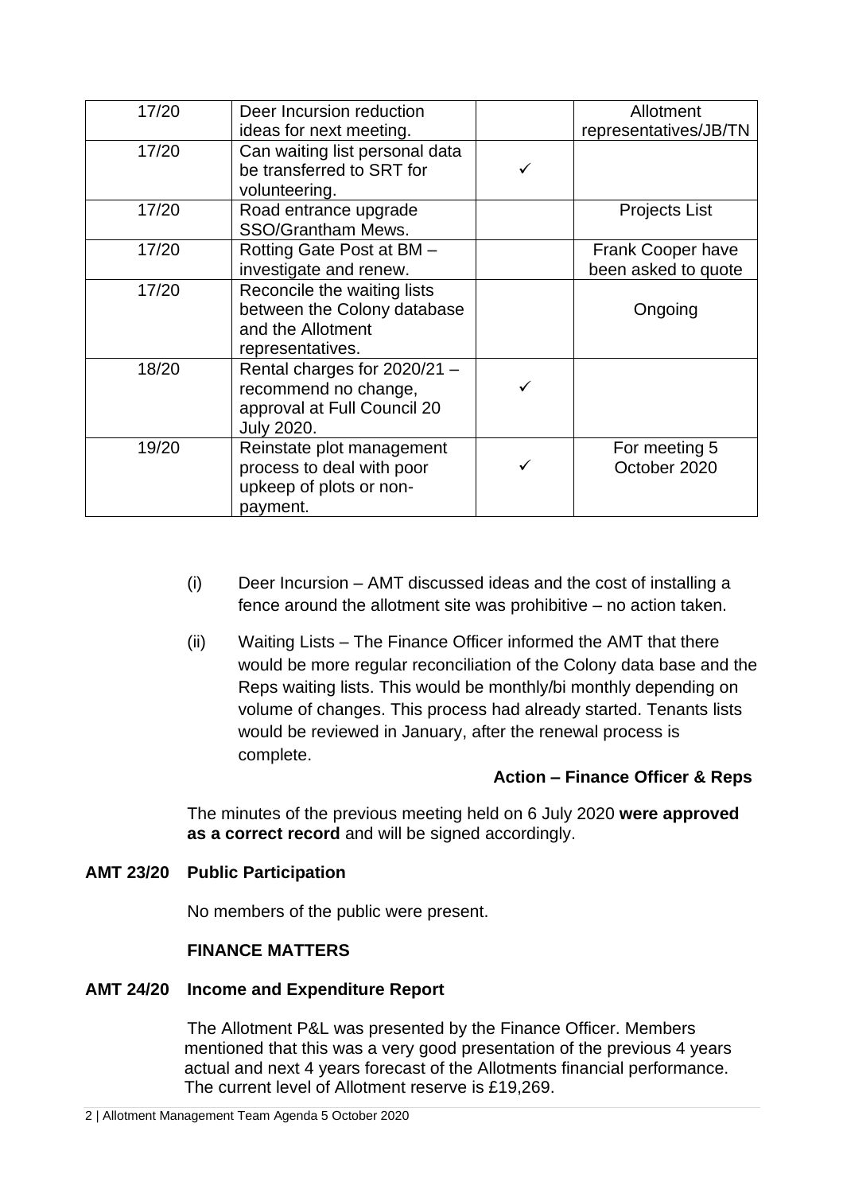| 17/20 | Deer Incursion reduction ideas for next meeting. | | Allotment representatives/JB/TN |
|---|---|---|---|
| 17/20 | Can waiting list personal data be transferred to SRT for volunteering. | ✓ | |
| 17/20 | Road entrance upgrade SSO/Grantham Mews. | | Projects List |
| 17/20 | Rotting Gate Post at BM – investigate and renew. | | Frank Cooper have been asked to quote |
| 17/20 | Reconcile the waiting lists between the Colony database and the Allotment representatives. | | Ongoing |
| 18/20 | Rental charges for 2020/21 – recommend no change, approval at Full Council 20 July 2020. | ✓ | |
| 19/20 | Reinstate plot management process to deal with poor upkeep of plots or non-payment. | ✓ | For meeting 5 October 2020 |

(i) Deer Incursion – AMT discussed ideas and the cost of installing a fence around the allotment site was prohibitive – no action taken.

(ii) Waiting Lists – The Finance Officer informed the AMT that there would be more regular reconciliation of the Colony data base and the Reps waiting lists. This would be monthly/bi monthly depending on volume of changes. This process had already started. Tenants lists would be reviewed in January, after the renewal process is complete.

**Action – Finance Officer & Reps**

The minutes of the previous meeting held on 6 July 2020 **were approved as a correct record** and will be signed accordingly.

**AMT 23/20 Public Participation**

No members of the public were present.

**FINANCE MATTERS**

**AMT 24/20 Income and Expenditure Report**

The Allotment P&L was presented by the Finance Officer. Members mentioned that this was a very good presentation of the previous 4 years actual and next 4 years forecast of the Allotments financial performance. The current level of Allotment reserve is £19,269.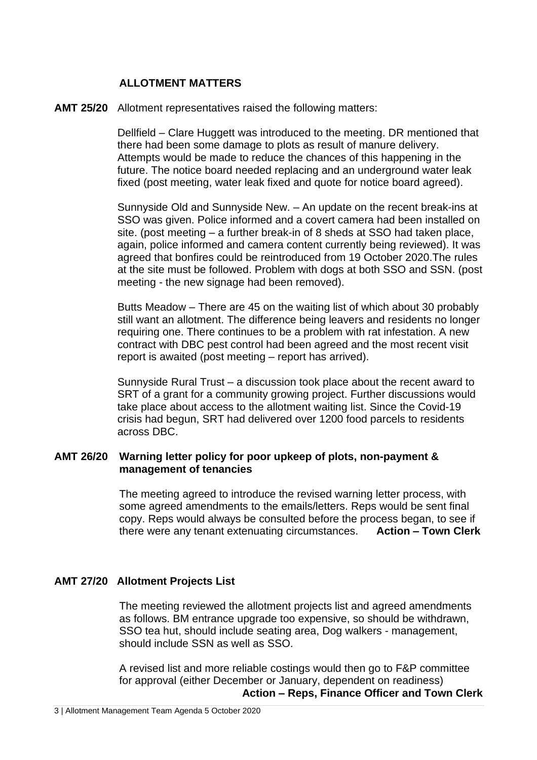## ALLOTMENT MATTERS

**AMT 25/20** Allotment representatives raised the following matters:

Dellfield – Clare Huggett was introduced to the meeting. DR mentioned that there had been some damage to plots as result of manure delivery. Attempts would be made to reduce the chances of this happening in the future. The notice board needed replacing and an underground water leak fixed (post meeting, water leak fixed and quote for notice board agreed).

Sunnyside Old and Sunnyside New. – An update on the recent break-ins at SSO was given. Police informed and a covert camera had been installed on site. (post meeting – a further break-in of 8 sheds at SSO had taken place, again, police informed and camera content currently being reviewed). It was agreed that bonfires could be reintroduced from 19 October 2020.The rules at the site must be followed. Problem with dogs at both SSO and SSN. (post meeting - the new signage had been removed).

Butts Meadow – There are 45 on the waiting list of which about 30 probably still want an allotment. The difference being leavers and residents no longer requiring one. There continues to be a problem with rat infestation. A new contract with DBC pest control had been agreed and the most recent visit report is awaited (post meeting – report has arrived).

Sunnyside Rural Trust – a discussion took place about the recent award to SRT of a grant for a community growing project. Further discussions would take place about access to the allotment waiting list. Since the Covid-19 crisis had begun, SRT had delivered over 1200 food parcels to residents across DBC.

**AMT 26/20 Warning letter policy for poor upkeep of plots, non-payment & management of tenancies**

The meeting agreed to introduce the revised warning letter process, with some agreed amendments to the emails/letters. Reps would be sent final copy. Reps would always be consulted before the process began, to see if there were any tenant extenuating circumstances. **Action – Town Clerk**

**AMT 27/20 Allotment Projects List**

The meeting reviewed the allotment projects list and agreed amendments as follows. BM entrance upgrade too expensive, so should be withdrawn, SSO tea hut, should include seating area, Dog walkers - management, should include SSN as well as SSO.

A revised list and more reliable costings would then go to F&P committee for approval (either December or January, dependent on readiness)
**Action – Reps, Finance Officer and Town Clerk**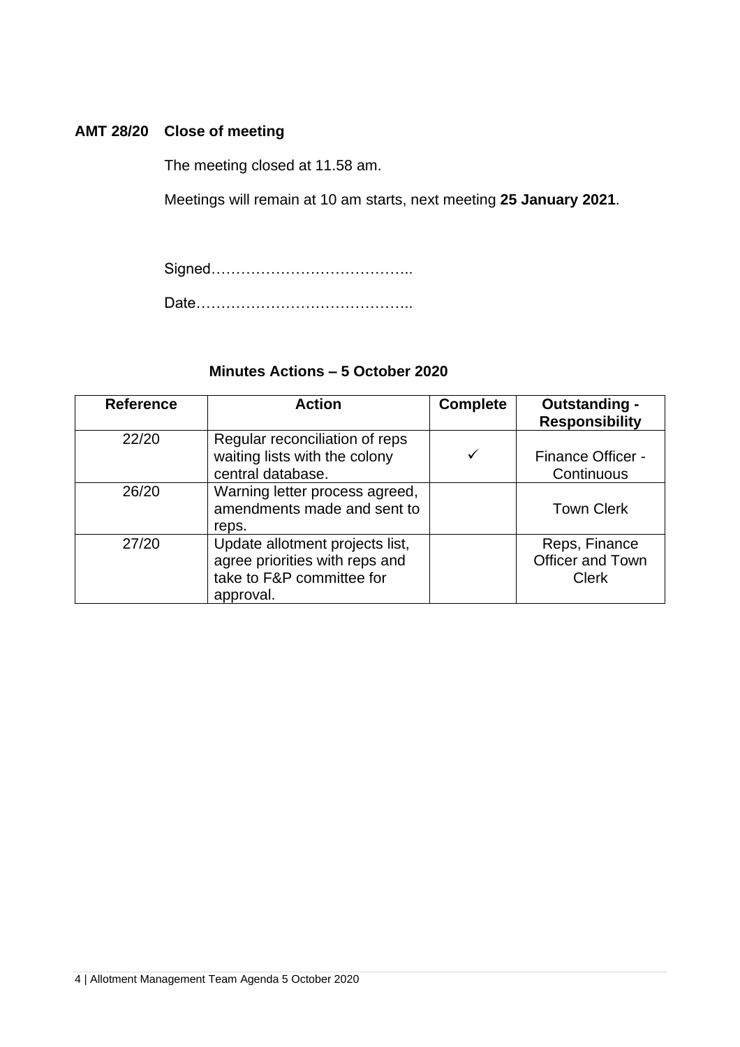**AMT 28/20 Close of meeting**

The meeting closed at 11.58 am.

Meetings will remain at 10 am starts, next meeting **25 January 2021**.

Signed…………………………………..

Date……………………………………..

**Minutes Actions – 5 October 2020**

| Reference | Action | Complete | Outstanding - Responsibility |
|---|---|---|---|
| 22/20 | Regular reconciliation of reps waiting lists with the colony central database. | ✓ | Finance Officer - Continuous |
| 26/20 | Warning letter process agreed, amendments made and sent to reps. | | Town Clerk |
| 27/20 | Update allotment projects list, agree priorities with reps and take to F&P committee for approval. | | Reps, Finance Officer and Town Clerk |